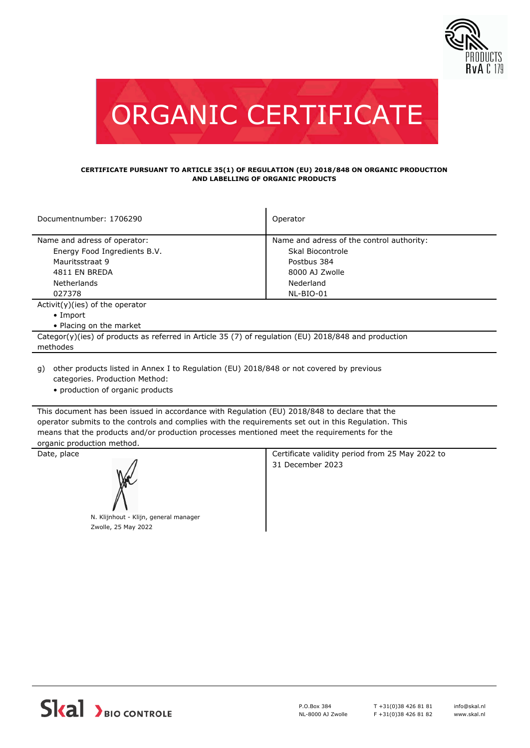# ORGANIC CERTIFICATE

**CERTIFICATE PURSUANT TO ARTICLE 35(1) OF REGULATION (EU) 2018/848 ON ORGANIC PRODUCTION AND LABELLING OF ORGANIC PRODUCTS**

| Documentnumber: 1706290 | Operator |
|---|---|
| Name and adress of operator:<br>Energy Food Ingredients B.V.<br>Mauritsstraat 9<br>4811 EN BREDA<br>Netherlands<br>027378 | Name and adress of the control authority:<br>Skal Biocontrole<br>Postbus 384<br>8000 AJ Zwolle<br>Nederland<br>NL-BIO-01 |

Activit(y)(ies) of the operator

- Import
- Placing on the market

Categor(y)(ies) of products as referred in Article 35 (7) of regulation (EU) 2018/848 and production methodes

g) other products listed in Annex I to Regulation (EU) 2018/848 or not covered by previous categories. Production Method:

- production of organic products

This document has been issued in accordance with Regulation (EU) 2018/848 to declare that the operator submits to the controls and complies with the requirements set out in this Regulation. This means that the products and/or production processes mentioned meet the requirements for the organic production method.

| Date, place | Certificate validity period from 25 May 2022 to 31 December 2023 |
|---|---|
| N. Klijnhout - Klijn, general manager<br>Zwolle, 25 May 2022 | |

Skal BIO CONTROLE

P.O.Box 384
NL-8000 AJ Zwolle

T +31(0)38 426 81 81
F +31(0)38 426 81 82

info@skal.nl
www.skal.nl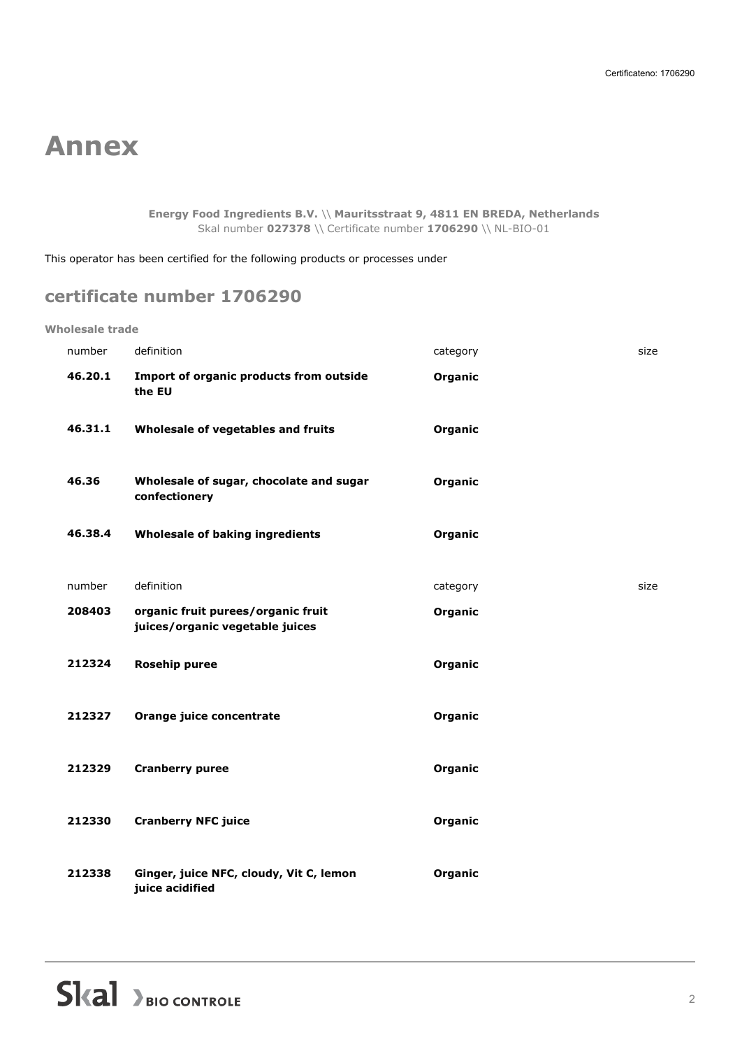# Annex

**Energy Food Ingredients B.V.** \\ **Mauritsstraat 9, 4811 EN BREDA, Netherlands**
Skal number **027378** \\ Certificate number **1706290** \\ NL-BIO-01

This operator has been certified for the following products or processes under

## certificate number 1706290

### Wholesale trade

| number | definition | category | size |
|---|---|---|---|
| **46.20.1** | **Import of organic products from outside the EU** | **Organic** | |
| **46.31.1** | **Wholesale of vegetables and fruits** | **Organic** | |
| **46.36** | **Wholesale of sugar, chocolate and sugar confectionery** | **Organic** | |
| **46.38.4** | **Wholesale of baking ingredients** | **Organic** | |

| number | definition | category | size |
|---|---|---|---|
| **208403** | **organic fruit purees/organic fruit juices/organic vegetable juices** | **Organic** | |
| **212324** | **Rosehip puree** | **Organic** | |
| **212327** | **Orange juice concentrate** | **Organic** | |
| **212329** | **Cranberry puree** | **Organic** | |
| **212330** | **Cranberry NFC juice** | **Organic** | |
| **212338** | **Ginger, juice NFC, cloudy, Vit C, lemon juice acidified** | **Organic** | |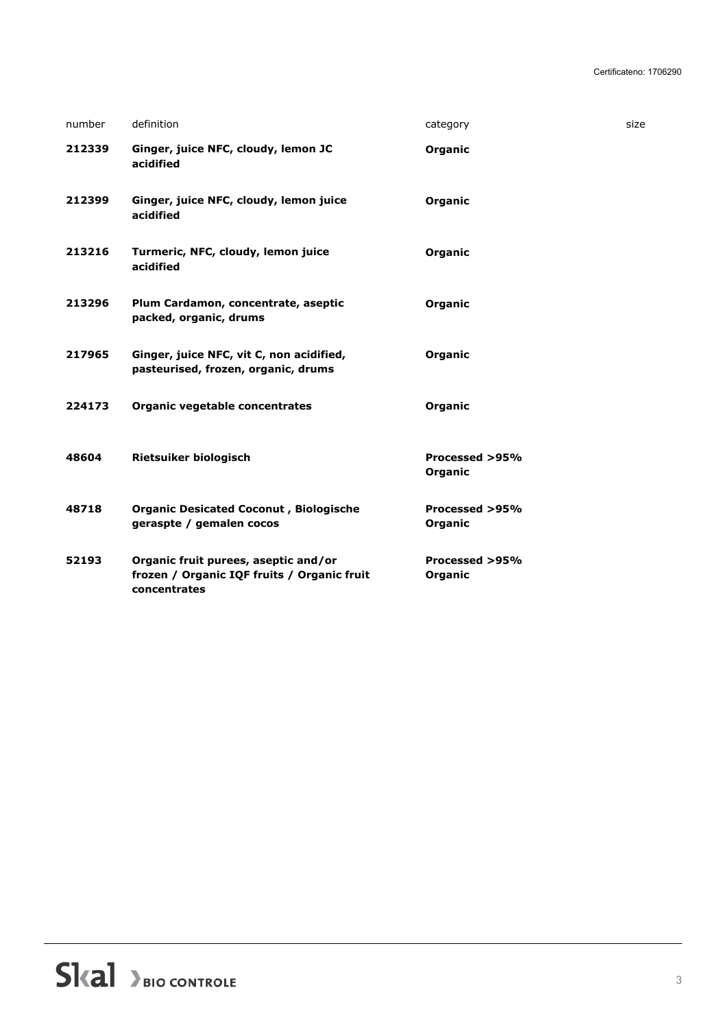Certificateno: 1706290

| number | definition | category | size |
|---|---|---|---|
| **212339** | **Ginger, juice NFC, cloudy, lemon JC acidified** | **Organic** | |
| **212399** | **Ginger, juice NFC, cloudy, lemon juice acidified** | **Organic** | |
| **213216** | **Turmeric, NFC, cloudy, lemon juice acidified** | **Organic** | |
| **213296** | **Plum Cardamon, concentrate, aseptic packed, organic, drums** | **Organic** | |
| **217965** | **Ginger, juice NFC, vit C, non acidified, pasteurised, frozen, organic, drums** | **Organic** | |
| **224173** | **Organic vegetable concentrates** | **Organic** | |
| **48604** | **Rietsuiker biologisch** | **Processed >95% Organic** | |
| **48718** | **Organic Desicated Coconut , Biologische geraspte / gemalen cocos** | **Processed >95% Organic** | |
| **52193** | **Organic fruit purees, aseptic and/or frozen / Organic IQF fruits / Organic fruit concentrates** | **Processed >95% Organic** | |

Skal BIO CONTROLE